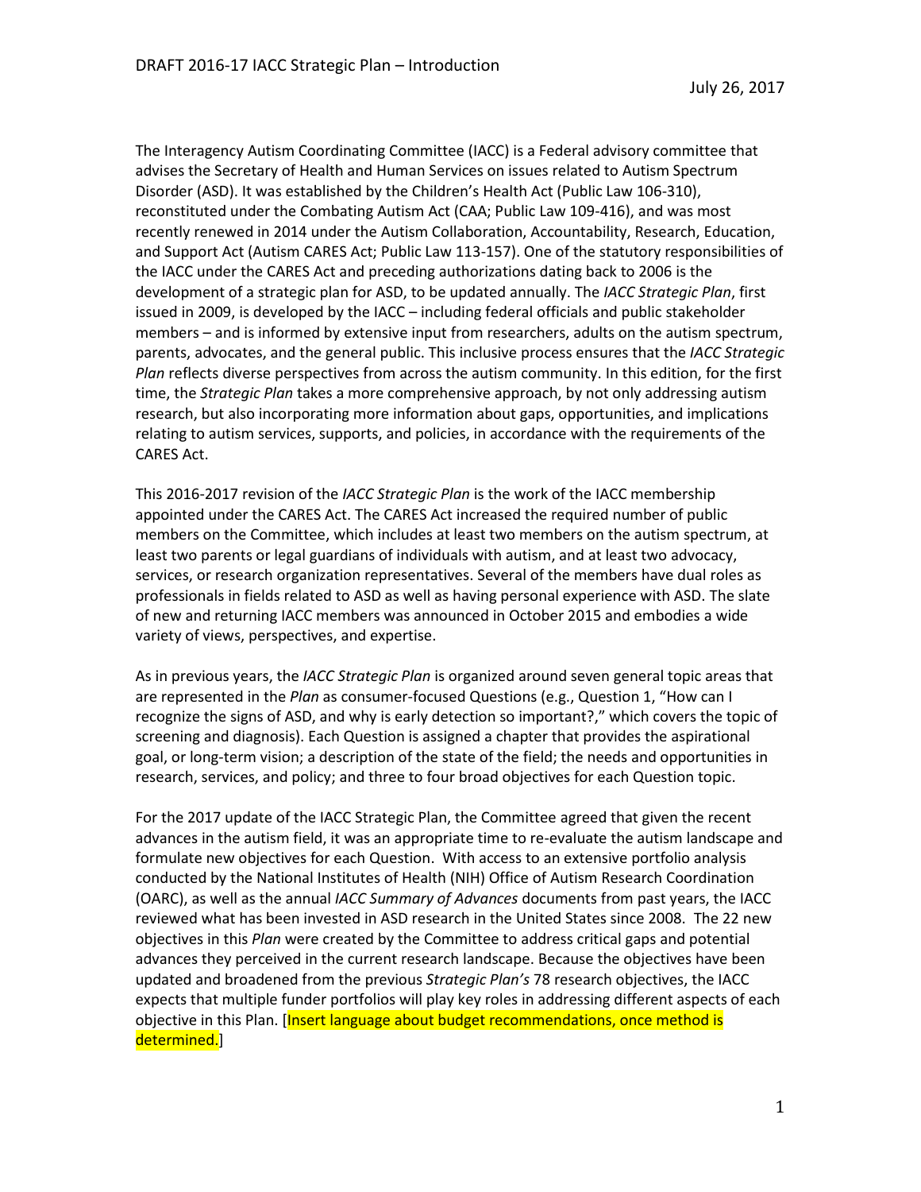The Interagency Autism Coordinating Committee (IACC) is a Federal advisory committee that advises the Secretary of Health and Human Services on issues related to Autism Spectrum Disorder (ASD). It was established by the Children's Health Act (Public Law 106-310), reconstituted under the Combating Autism Act (CAA; Public Law 109-416), and was most recently renewed in 2014 under the Autism Collaboration, Accountability, Research, Education, and Support Act (Autism CARES Act; Public Law 113-157). One of the statutory responsibilities of the IACC under the CARES Act and preceding authorizations dating back to 2006 is the development of a strategic plan for ASD, to be updated annually. The *IACC Strategic Plan*, first issued in 2009, is developed by the IACC – including federal officials and public stakeholder members – and is informed by extensive input from researchers, adults on the autism spectrum, parents, advocates, and the general public. This inclusive process ensures that the *IACC Strategic Plan* reflects diverse perspectives from across the autism community. In this edition, for the first time, the *Strategic Plan* takes a more comprehensive approach, by not only addressing autism research, but also incorporating more information about gaps, opportunities, and implications relating to autism services, supports, and policies, in accordance with the requirements of the CARES Act.

This 2016-2017 revision of the *IACC Strategic Plan* is the work of the IACC membership appointed under the CARES Act. The CARES Act increased the required number of public members on the Committee, which includes at least two members on the autism spectrum, at least two parents or legal guardians of individuals with autism, and at least two advocacy, services, or research organization representatives. Several of the members have dual roles as professionals in fields related to ASD as well as having personal experience with ASD. The slate of new and returning IACC members was announced in October 2015 and embodies a wide variety of views, perspectives, and expertise.

As in previous years, the *IACC Strategic Plan* is organized around seven general topic areas that are represented in the *Plan* as consumer-focused Questions (e.g., Question 1, "How can I recognize the signs of ASD, and why is early detection so important?," which covers the topic of screening and diagnosis). Each Question is assigned a chapter that provides the aspirational goal, or long-term vision; a description of the state of the field; the needs and opportunities in research, services, and policy; and three to four broad objectives for each Question topic.

For the 2017 update of the IACC Strategic Plan, the Committee agreed that given the recent advances in the autism field, it was an appropriate time to re-evaluate the autism landscape and formulate new objectives for each Question. With access to an extensive portfolio analysis conducted by the National Institutes of Health (NIH) Office of Autism Research Coordination (OARC), as well as the annual *IACC Summary of Advances* documents from past years, the IACC reviewed what has been invested in ASD research in the United States since 2008. The 22 new objectives in this *Plan* were created by the Committee to address critical gaps and potential advances they perceived in the current research landscape. Because the objectives have been updated and broadened from the previous *Strategic Plan's* 78 research objectives, the IACC expects that multiple funder portfolios will play key roles in addressing different aspects of each objective in this Plan. [Insert language about budget recommendations, once method is determined.]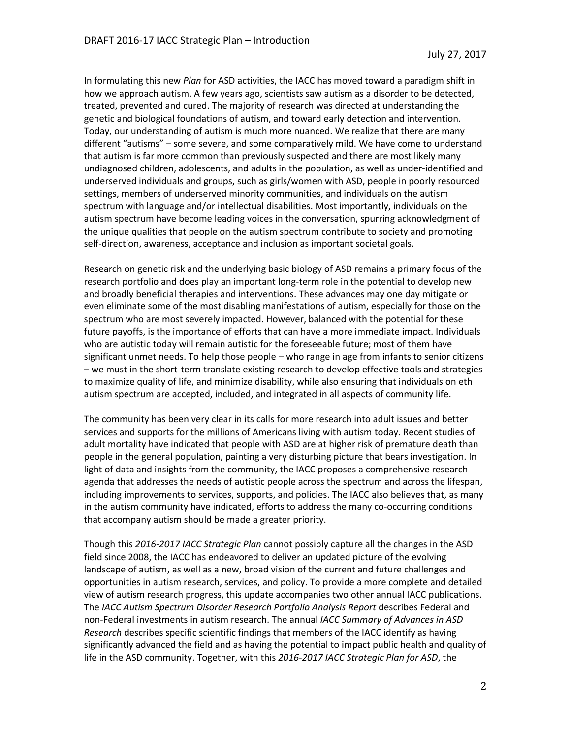In formulating this new *Plan* for ASD activities, the IACC has moved toward a paradigm shift in how we approach autism. A few years ago, scientists saw autism as a disorder to be detected, treated, prevented and cured. The majority of research was directed at understanding the genetic and biological foundations of autism, and toward early detection and intervention. Today, our understanding of autism is much more nuanced. We realize that there are many different "autisms" – some severe, and some comparatively mild. We have come to understand that autism is far more common than previously suspected and there are most likely many undiagnosed children, adolescents, and adults in the population, as well as under-identified and underserved individuals and groups, such as girls/women with ASD, people in poorly resourced settings, members of underserved minority communities, and individuals on the autism spectrum with language and/or intellectual disabilities. Most importantly, individuals on the autism spectrum have become leading voices in the conversation, spurring acknowledgment of the unique qualities that people on the autism spectrum contribute to society and promoting self-direction, awareness, acceptance and inclusion as important societal goals.

Research on genetic risk and the underlying basic biology of ASD remains a primary focus of the research portfolio and does play an important long-term role in the potential to develop new and broadly beneficial therapies and interventions. These advances may one day mitigate or even eliminate some of the most disabling manifestations of autism, especially for those on the spectrum who are most severely impacted. However, balanced with the potential for these future payoffs, is the importance of efforts that can have a more immediate impact. Individuals who are autistic today will remain autistic for the foreseeable future; most of them have significant unmet needs. To help those people – who range in age from infants to senior citizens – we must in the short-term translate existing research to develop effective tools and strategies to maximize quality of life, and minimize disability, while also ensuring that individuals on eth autism spectrum are accepted, included, and integrated in all aspects of community life.

The community has been very clear in its calls for more research into adult issues and better services and supports for the millions of Americans living with autism today. Recent studies of adult mortality have indicated that people with ASD are at higher risk of premature death than people in the general population, painting a very disturbing picture that bears investigation. In light of data and insights from the community, the IACC proposes a comprehensive research agenda that addresses the needs of autistic people across the spectrum and across the lifespan, including improvements to services, supports, and policies. The IACC also believes that, as many in the autism community have indicated, efforts to address the many co-occurring conditions that accompany autism should be made a greater priority.

Though this *2016-2017 IACC Strategic Plan* cannot possibly capture all the changes in the ASD field since 2008, the IACC has endeavored to deliver an updated picture of the evolving landscape of autism, as well as a new, broad vision of the current and future challenges and opportunities in autism research, services, and policy. To provide a more complete and detailed view of autism research progress, this update accompanies two other annual IACC publications. The *IACC Autism Spectrum Disorder Research Portfolio Analysis Report* describes Federal and non-Federal investments in autism research. The annual *IACC Summary of Advances in ASD Research* describes specific scientific findings that members of the IACC identify as having significantly advanced the field and as having the potential to impact public health and quality of life in the ASD community. Together, with this *2016-2017 IACC Strategic Plan for ASD*, the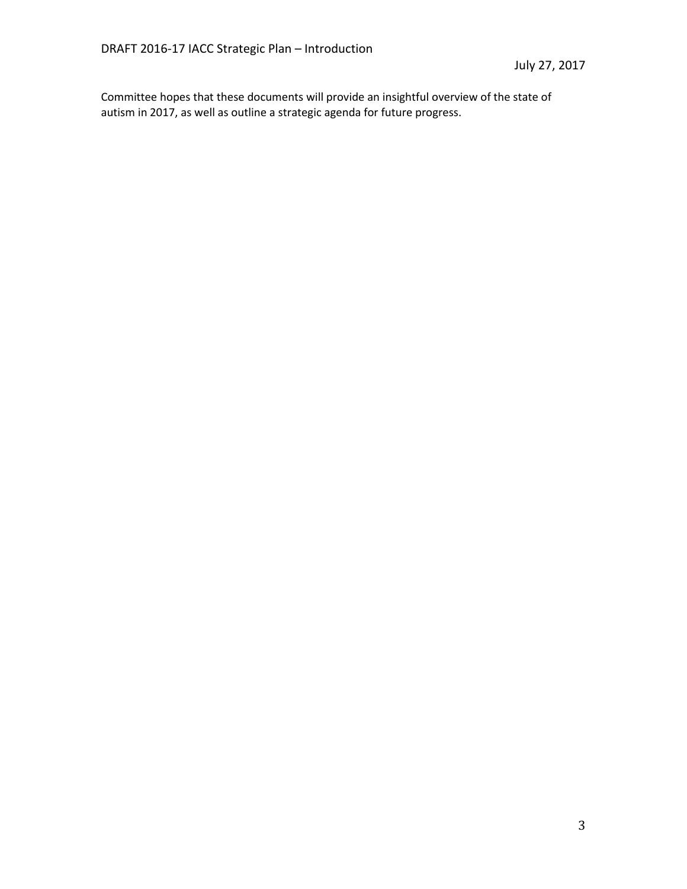Committee hopes that these documents will provide an insightful overview of the state of autism in 2017, as well as outline a strategic agenda for future progress.